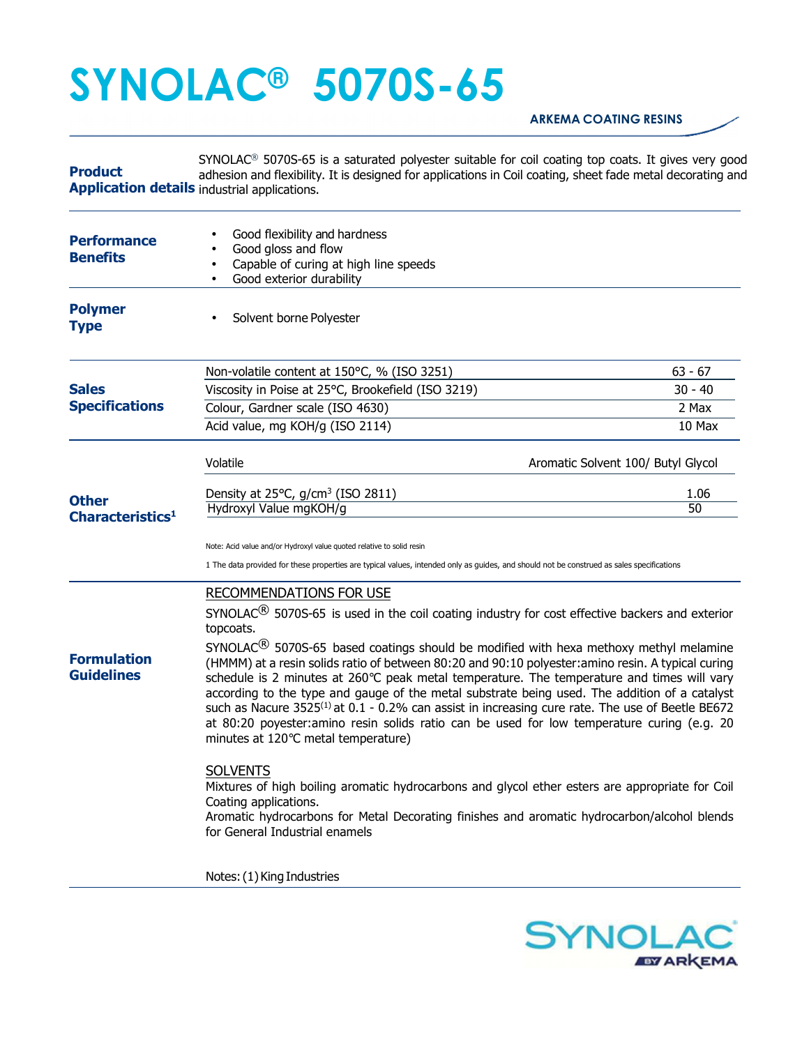# SYNOLAC® 5070S-65

ARKEMA COATING RESINS

## Product Application details

SYNOLAC® 5070S-65 is a saturated polyester suitable for coil coating top coats. It gives very good adhesion and flexibility. It is designed for applications in Coil coating, sheet fade metal decorating and industrial applications.

## Performance Benefits

- Good flexibility and hardness
- Good gloss and flow
- Capable of curing at high line speeds
- Good exterior durability

## Polymer Type

- Solvent borne Polyester

## Sales Specifications

| Property | Value |
| --- | --- |
| Non-volatile content at 150°C, % (ISO 3251) | 63 - 67 |
| Viscosity in Poise at 25°C, Brookefield (ISO 3219) | 30 - 40 |
| Colour, Gardner scale (ISO 4630) | 2 Max |
| Acid value, mg KOH/g (ISO 2114) | 10 Max |

## Other Characteristics[1]

| Property | Value |
| --- | --- |
| Volatile | Aromatic Solvent 100/ Butyl Glycol |
| Density at 25°C, g/cm³ (ISO 2811) | 1.06 |
| Hydroxyl Value mgKOH/g | 50 |

Note: Acid value and/or Hydroxyl value quoted relative to solid resin

1 The data provided for these properties are typical values, intended only as guides, and should not be construed as sales specifications

## Formulation Guidelines

RECOMMENDATIONS FOR USE

SYNOLAC® 5070S-65 is used in the coil coating industry for cost effective backers and exterior topcoats.

SYNOLAC® 5070S-65 based coatings should be modified with hexa methoxy methyl melamine (HMMM) at a resin solids ratio of between 80:20 and 90:10 polyester:amino resin. A typical curing schedule is 2 minutes at 260°C peak metal temperature. The temperature and times will vary according to the type and gauge of the metal substrate being used. The addition of a catalyst such as Nacure 3525[(1)] at 0.1 - 0.2% can assist in increasing cure rate. The use of Beetle BE672 at 80:20 poyester:amino resin solids ratio can be used for low temperature curing (e.g. 20 minutes at 120°C metal temperature)

SOLVENTS

Mixtures of high boiling aromatic hydrocarbons and glycol ether esters are appropriate for Coil Coating applications.
Aromatic hydrocarbons for Metal Decorating finishes and aromatic hydrocarbon/alcohol blends for General Industrial enamels

Notes: (1) King Industries

SYNOLAC BY ARKEMA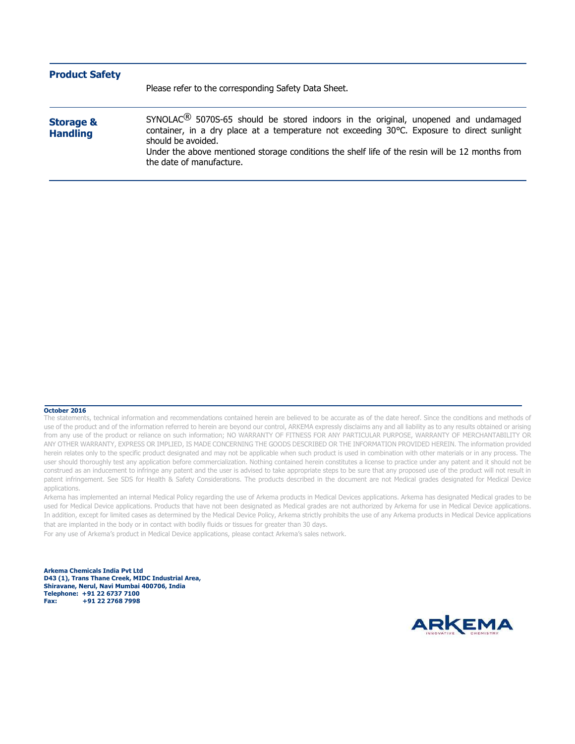## Product Safety

Please refer to the corresponding Safety Data Sheet.

## Storage & Handling

SYNOLAC® 5070S-65 should be stored indoors in the original, unopened and undamaged container, in a dry place at a temperature not exceeding 30°C. Exposure to direct sunlight should be avoided.
Under the above mentioned storage conditions the shelf life of the resin will be 12 months from the date of manufacture.

**October 2016**

The statements, technical information and recommendations contained herein are believed to be accurate as of the date hereof. Since the conditions and methods of use of the product and of the information referred to herein are beyond our control, ARKEMA expressly disclaims any and all liability as to any results obtained or arising from any use of the product or reliance on such information; NO WARRANTY OF FITNESS FOR ANY PARTICULAR PURPOSE, WARRANTY OF MERCHANTABILITY OR ANY OTHER WARRANTY, EXPRESS OR IMPLIED, IS MADE CONCERNING THE GOODS DESCRIBED OR THE INFORMATION PROVIDED HEREIN. The information provided herein relates only to the specific product designated and may not be applicable when such product is used in combination with other materials or in any process. The user should thoroughly test any application before commercialization. Nothing contained herein constitutes a license to practice under any patent and it should not be construed as an inducement to infringe any patent and the user is advised to take appropriate steps to be sure that any proposed use of the product will not result in patent infringement. See SDS for Health & Safety Considerations. The products described in the document are not Medical grades designated for Medical Device applications.

Arkema has implemented an internal Medical Policy regarding the use of Arkema products in Medical Devices applications. Arkema has designated Medical grades to be used for Medical Device applications. Products that have not been designated as Medical grades are not authorized by Arkema for use in Medical Device applications. In addition, except for limited cases as determined by the Medical Device Policy, Arkema strictly prohibits the use of any Arkema products in Medical Device applications that are implanted in the body or in contact with bodily fluids or tissues for greater than 30 days.

For any use of Arkema's product in Medical Device applications, please contact Arkema's sales network.

**Arkema Chemicals India Pvt Ltd**
**D43 (1), Trans Thane Creek, MIDC Industrial Area,**
**Shiravane, Nerul, Navi Mumbai 400706, India**
**Telephone: +91 22 6737 7100**
**Fax: +91 22 2768 7998**

ARKEMA
INNOVATIVE CHEMISTRY